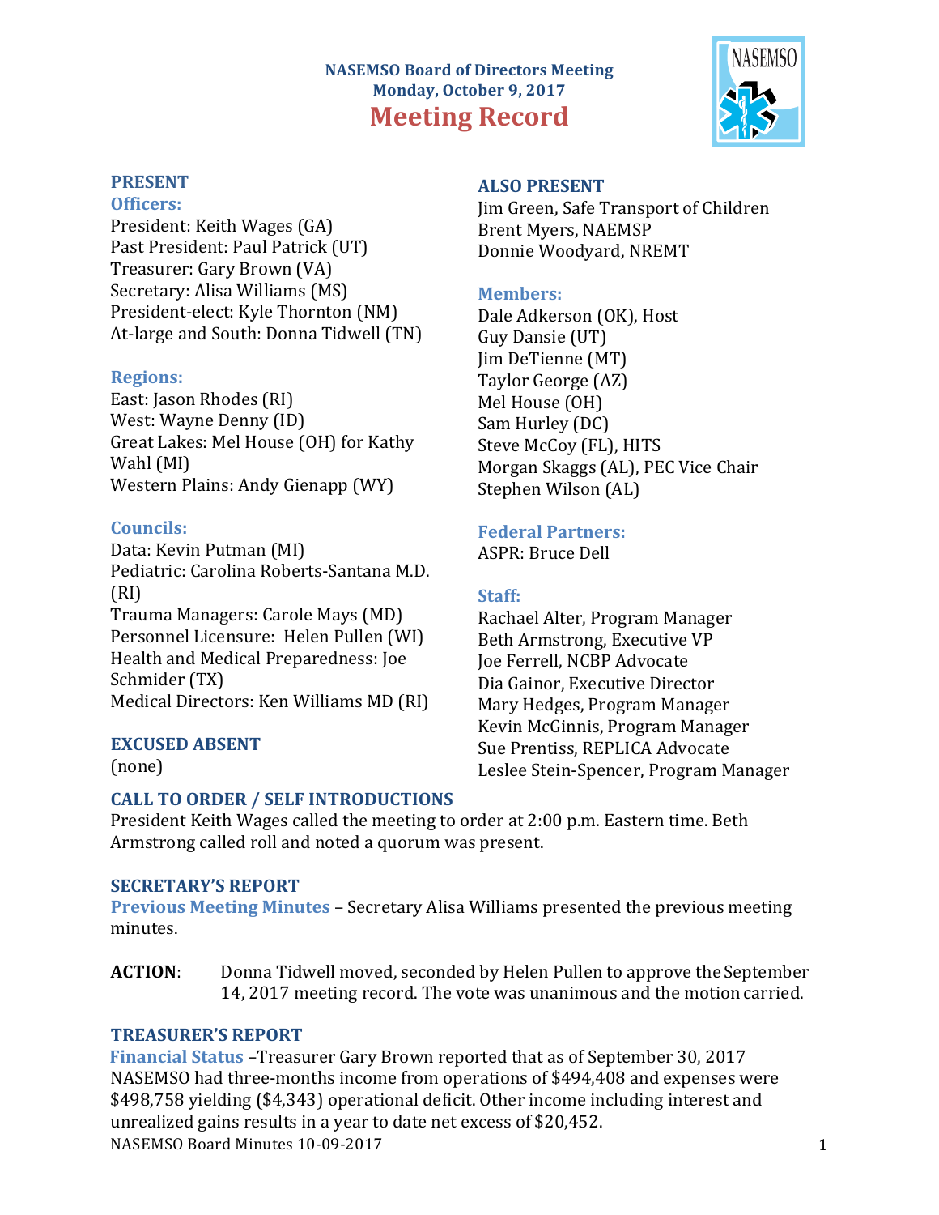# NASEMSO Board of Directors Meeting
## Monday, October 9, 2017
# Meeting Record

## PRESENT

### Officers:

President: Keith Wages (GA)
Past President: Paul Patrick (UT)
Treasurer: Gary Brown (VA)
Secretary: Alisa Williams (MS)
President-elect: Kyle Thornton (NM)
At-large and South: Donna Tidwell (TN)

### Regions:

East: Jason Rhodes (RI)
West: Wayne Denny (ID)
Great Lakes: Mel House (OH) for Kathy Wahl (MI)
Western Plains: Andy Gienapp (WY)

### Councils:

Data: Kevin Putman (MI)
Pediatric: Carolina Roberts-Santana M.D. (RI)
Trauma Managers: Carole Mays (MD)
Personnel Licensure: Helen Pullen (WI)
Health and Medical Preparedness: Joe Schmider (TX)
Medical Directors: Ken Williams MD (RI)

## EXCUSED ABSENT

(none)

## ALSO PRESENT

Jim Green, Safe Transport of Children
Brent Myers, NAEMSP
Donnie Woodyard, NREMT

### Members:

Dale Adkerson (OK), Host
Guy Dansie (UT)
Jim DeTienne (MT)
Taylor George (AZ)
Mel House (OH)
Sam Hurley (DC)
Steve McCoy (FL), HITS
Morgan Skaggs (AL), PEC Vice Chair
Stephen Wilson (AL)

### Federal Partners:

ASPR: Bruce Dell

### Staff:

Rachael Alter, Program Manager
Beth Armstrong, Executive VP
Joe Ferrell, NCBP Advocate
Dia Gainor, Executive Director
Mary Hedges, Program Manager
Kevin McGinnis, Program Manager
Sue Prentiss, REPLICA Advocate
Leslee Stein-Spencer, Program Manager

## CALL TO ORDER / SELF INTRODUCTIONS

President Keith Wages called the meeting to order at 2:00 p.m. Eastern time. Beth Armstrong called roll and noted a quorum was present.

## SECRETARY'S REPORT

**Previous Meeting Minutes** – Secretary Alisa Williams presented the previous meeting minutes.

**ACTION**: Donna Tidwell moved, seconded by Helen Pullen to approve the September 14, 2017 meeting record. The vote was unanimous and the motion carried.

## TREASURER'S REPORT

**Financial Status** –Treasurer Gary Brown reported that as of September 30, 2017 NASEMSO had three-months income from operations of $494,408 and expenses were $498,758 yielding ($4,343) operational deficit. Other income including interest and unrealized gains results in a year to date net excess of $20,452.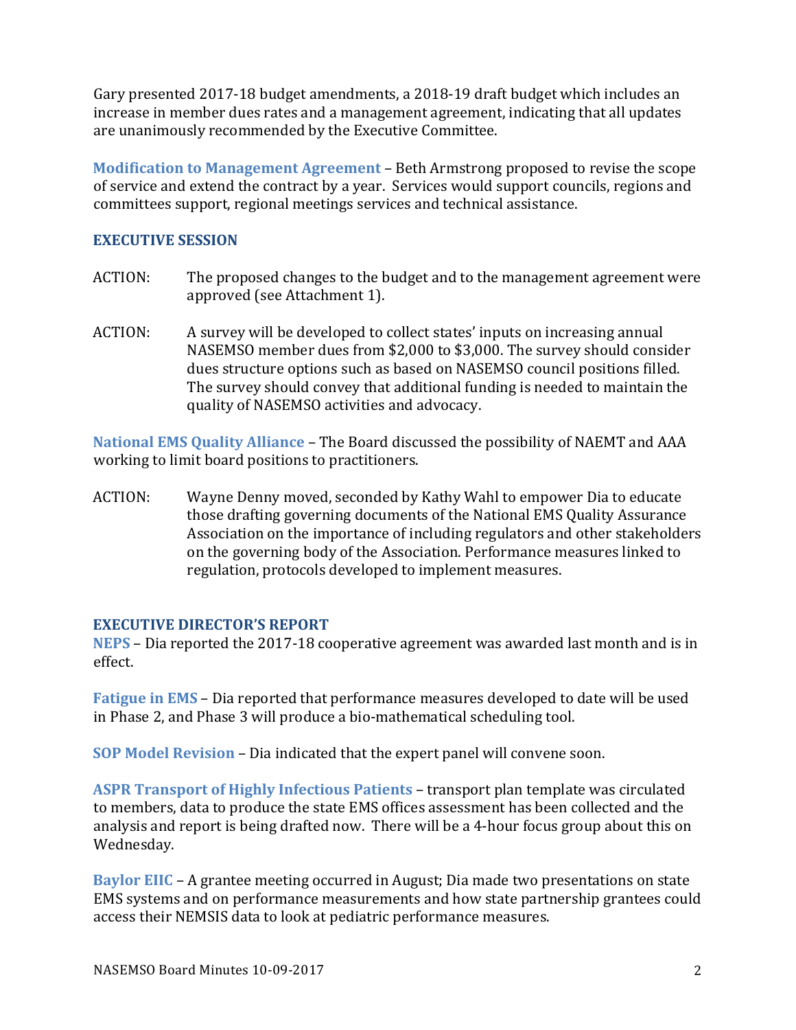Gary presented 2017-18 budget amendments, a 2018-19 draft budget which includes an increase in member dues rates and a management agreement, indicating that all updates are unanimously recommended by the Executive Committee.

**Modification to Management Agreement** – Beth Armstrong proposed to revise the scope of service and extend the contract by a year. Services would support councils, regions and committees support, regional meetings services and technical assistance.

## EXECUTIVE SESSION

ACTION: The proposed changes to the budget and to the management agreement were approved (see Attachment 1).

ACTION: A survey will be developed to collect states' inputs on increasing annual NASEMSO member dues from $2,000 to $3,000. The survey should consider dues structure options such as based on NASEMSO council positions filled. The survey should convey that additional funding is needed to maintain the quality of NASEMSO activities and advocacy.

**National EMS Quality Alliance** – The Board discussed the possibility of NAEMT and AAA working to limit board positions to practitioners.

ACTION: Wayne Denny moved, seconded by Kathy Wahl to empower Dia to educate those drafting governing documents of the National EMS Quality Assurance Association on the importance of including regulators and other stakeholders on the governing body of the Association. Performance measures linked to regulation, protocols developed to implement measures.

## EXECUTIVE DIRECTOR'S REPORT

**NEPS** – Dia reported the 2017-18 cooperative agreement was awarded last month and is in effect.

**Fatigue in EMS** – Dia reported that performance measures developed to date will be used in Phase 2, and Phase 3 will produce a bio-mathematical scheduling tool.

**SOP Model Revision** – Dia indicated that the expert panel will convene soon.

**ASPR Transport of Highly Infectious Patients** – transport plan template was circulated to members, data to produce the state EMS offices assessment has been collected and the analysis and report is being drafted now. There will be a 4-hour focus group about this on Wednesday.

**Baylor EIIC** – A grantee meeting occurred in August; Dia made two presentations on state EMS systems and on performance measurements and how state partnership grantees could access their NEMSIS data to look at pediatric performance measures.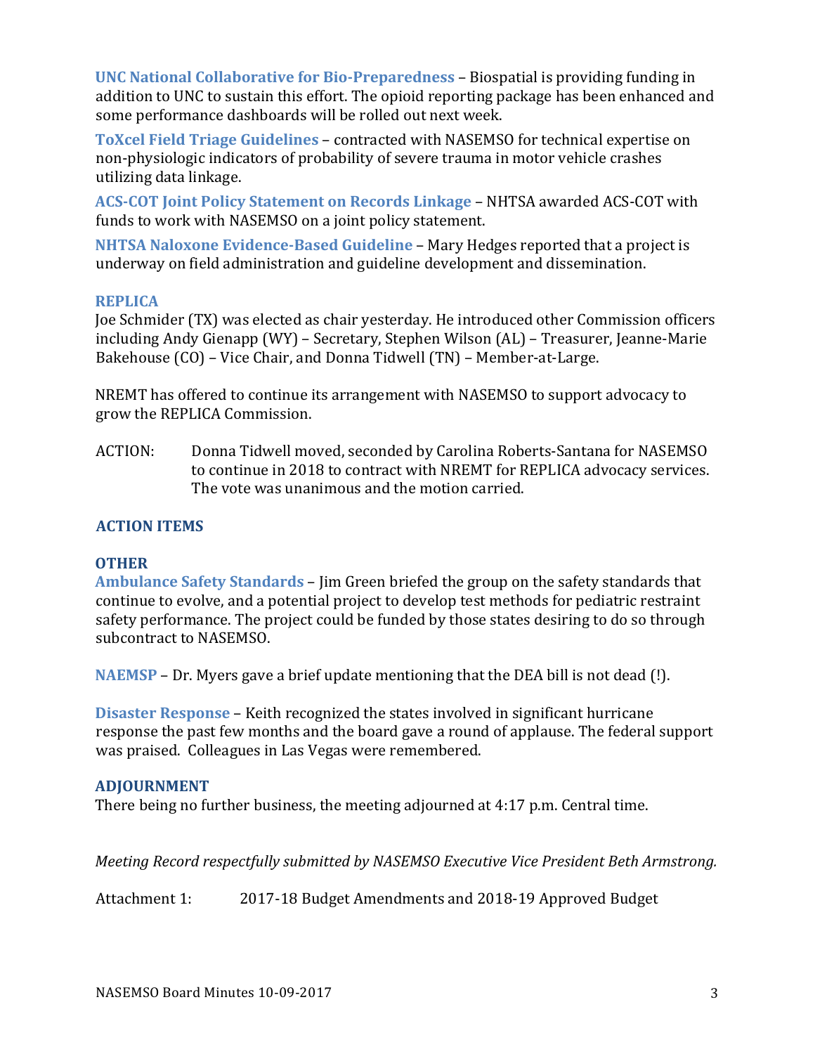**UNC National Collaborative for Bio-Preparedness** – Biospatial is providing funding in addition to UNC to sustain this effort. The opioid reporting package has been enhanced and some performance dashboards will be rolled out next week.

**ToXcel Field Triage Guidelines** – contracted with NASEMSO for technical expertise on non-physiologic indicators of probability of severe trauma in motor vehicle crashes utilizing data linkage.

**ACS-COT Joint Policy Statement on Records Linkage** – NHTSA awarded ACS-COT with funds to work with NASEMSO on a joint policy statement.

**NHTSA Naloxone Evidence-Based Guideline** – Mary Hedges reported that a project is underway on field administration and guideline development and dissemination.

### REPLICA

Joe Schmider (TX) was elected as chair yesterday. He introduced other Commission officers including Andy Gienapp (WY) – Secretary, Stephen Wilson (AL) – Treasurer, Jeanne-Marie Bakehouse (CO) – Vice Chair, and Donna Tidwell (TN) – Member-at-Large.

NREMT has offered to continue its arrangement with NASEMSO to support advocacy to grow the REPLICA Commission.

ACTION: Donna Tidwell moved, seconded by Carolina Roberts-Santana for NASEMSO to continue in 2018 to contract with NREMT for REPLICA advocacy services. The vote was unanimous and the motion carried.

## ACTION ITEMS

## OTHER

**Ambulance Safety Standards** – Jim Green briefed the group on the safety standards that continue to evolve, and a potential project to develop test methods for pediatric restraint safety performance. The project could be funded by those states desiring to do so through subcontract to NASEMSO.

**NAEMSP** – Dr. Myers gave a brief update mentioning that the DEA bill is not dead (!).

**Disaster Response** – Keith recognized the states involved in significant hurricane response the past few months and the board gave a round of applause. The federal support was praised. Colleagues in Las Vegas were remembered.

## ADJOURNMENT

There being no further business, the meeting adjourned at 4:17 p.m. Central time.

*Meeting Record respectfully submitted by NASEMSO Executive Vice President Beth Armstrong.*

Attachment 1: 2017-18 Budget Amendments and 2018-19 Approved Budget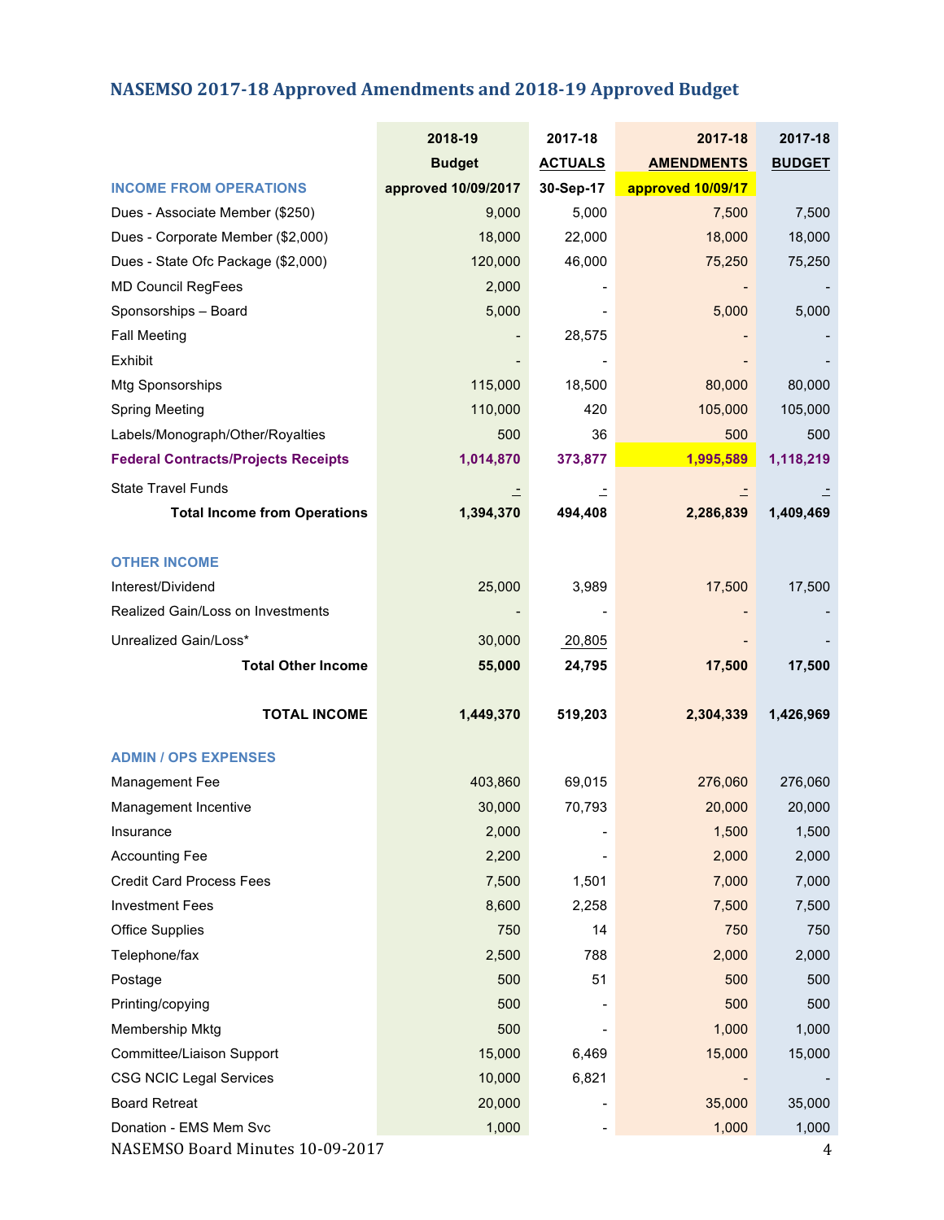## NASEMSO 2017-18 Approved Amendments and 2018-19 Approved Budget

| | 2018-19 Budget approved 10/09/2017 | 2017-18 ACTUALS 30-Sep-17 | 2017-18 AMENDMENTS approved 10/09/17 | 2017-18 BUDGET |
|---|---|---|---|---|
| **INCOME FROM OPERATIONS** | | | | |
| Dues - Associate Member ($250) | 9,000 | 5,000 | 7,500 | 7,500 |
| Dues - Corporate Member ($2,000) | 18,000 | 22,000 | 18,000 | 18,000 |
| Dues - State Ofc Package ($2,000) | 120,000 | 46,000 | 75,250 | 75,250 |
| MD Council RegFees | 2,000 | - | - | - |
| Sponsorships – Board | 5,000 | - | 5,000 | 5,000 |
| Fall Meeting | - | 28,575 | - | - |
| Exhibit | - | - | - | - |
| Mtg Sponsorships | 115,000 | 18,500 | 80,000 | 80,000 |
| Spring Meeting | 110,000 | 420 | 105,000 | 105,000 |
| Labels/Monograph/Other/Royalties | 500 | 36 | 500 | 500 |
| **Federal Contracts/Projects Receipts** | **1,014,870** | **373,877** | **1,995,589** | **1,118,219** |
| State Travel Funds | - | - | - | - |
| **Total Income from Operations** | **1,394,370** | **494,408** | **2,286,839** | **1,409,469** |
| **OTHER INCOME** | | | | |
| Interest/Dividend | 25,000 | 3,989 | 17,500 | 17,500 |
| Realized Gain/Loss on Investments | - | - | - | - |
| Unrealized Gain/Loss* | 30,000 | 20,805 | - | - |
| **Total Other Income** | **55,000** | **24,795** | **17,500** | **17,500** |
| **TOTAL INCOME** | **1,449,370** | **519,203** | **2,304,339** | **1,426,969** |
| **ADMIN / OPS EXPENSES** | | | | |
| Management Fee | 403,860 | 69,015 | 276,060 | 276,060 |
| Management Incentive | 30,000 | 70,793 | 20,000 | 20,000 |
| Insurance | 2,000 | - | 1,500 | 1,500 |
| Accounting Fee | 2,200 | - | 2,000 | 2,000 |
| Credit Card Process Fees | 7,500 | 1,501 | 7,000 | 7,000 |
| Investment Fees | 8,600 | 2,258 | 7,500 | 7,500 |
| Office Supplies | 750 | 14 | 750 | 750 |
| Telephone/fax | 2,500 | 788 | 2,000 | 2,000 |
| Postage | 500 | 51 | 500 | 500 |
| Printing/copying | 500 | - | 500 | 500 |
| Membership Mktg | 500 | - | 1,000 | 1,000 |
| Committee/Liaison Support | 15,000 | 6,469 | 15,000 | 15,000 |
| CSG NCIC Legal Services | 10,000 | 6,821 | - | - |
| Board Retreat | 20,000 | - | 35,000 | 35,000 |
| Donation - EMS Mem Svc | 1,000 | - | 1,000 | 1,000 |

NASEMSO Board Minutes 10-09-2017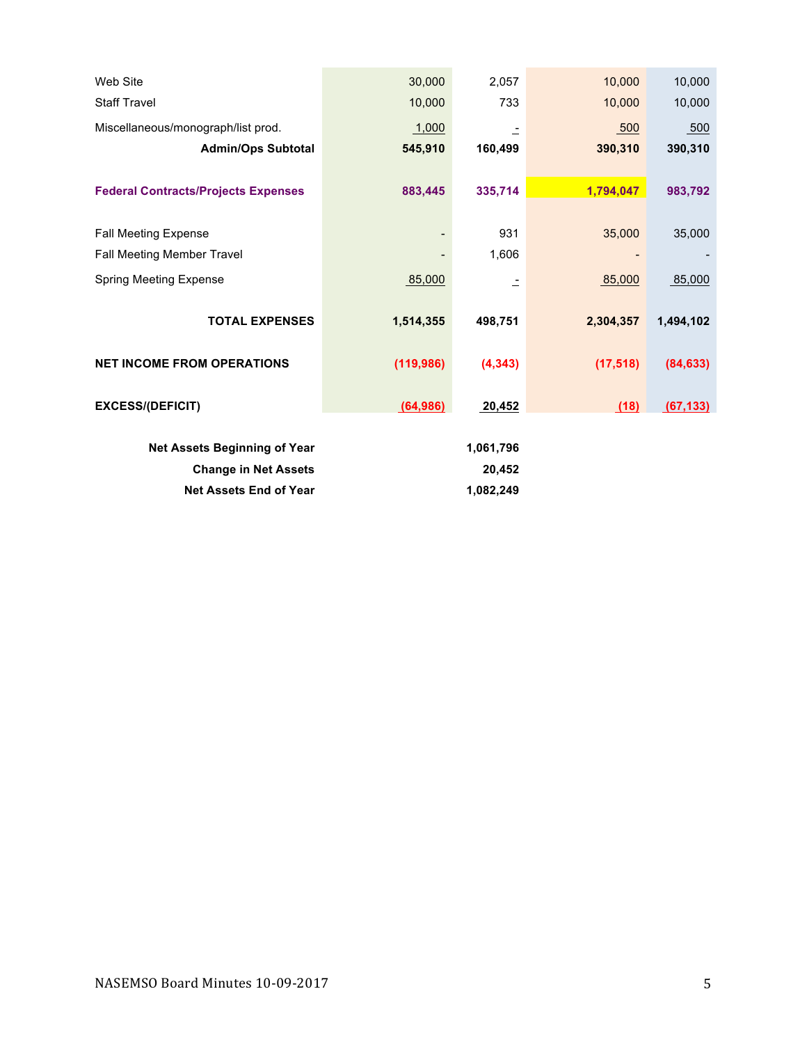| | | | | |
|---|---|---|---|---|
| Web Site | 30,000 | 2,057 | 10,000 | 10,000 |
| Staff Travel | 10,000 | 733 | 10,000 | 10,000 |
| Miscellaneous/monograph/list prod. | 1,000 | - | 500 | 500 |
| **Admin/Ops Subtotal** | **545,910** | **160,499** | **390,310** | **390,310** |
| **Federal Contracts/Projects Expenses** | **883,445** | **335,714** | **1,794,047** | **983,792** |
| Fall Meeting Expense | - | 931 | 35,000 | 35,000 |
| Fall Meeting Member Travel | - | 1,606 | - | - |
| Spring Meeting Expense | 85,000 | - | 85,000 | 85,000 |
| **TOTAL EXPENSES** | **1,514,355** | **498,751** | **2,304,357** | **1,494,102** |
| **NET INCOME FROM OPERATIONS** | **(119,986)** | **(4,343)** | **(17,518)** | **(84,633)** |
| **EXCESS/(DEFICIT)** | **(64,986)** | **20,452** | **(18)** | **(67,133)** |
| **Net Assets Beginning of Year** | | **1,061,796** | | |
| **Change in Net Assets** | | **20,452** | | |
| **Net Assets End of Year** | | **1,082,249** | | |